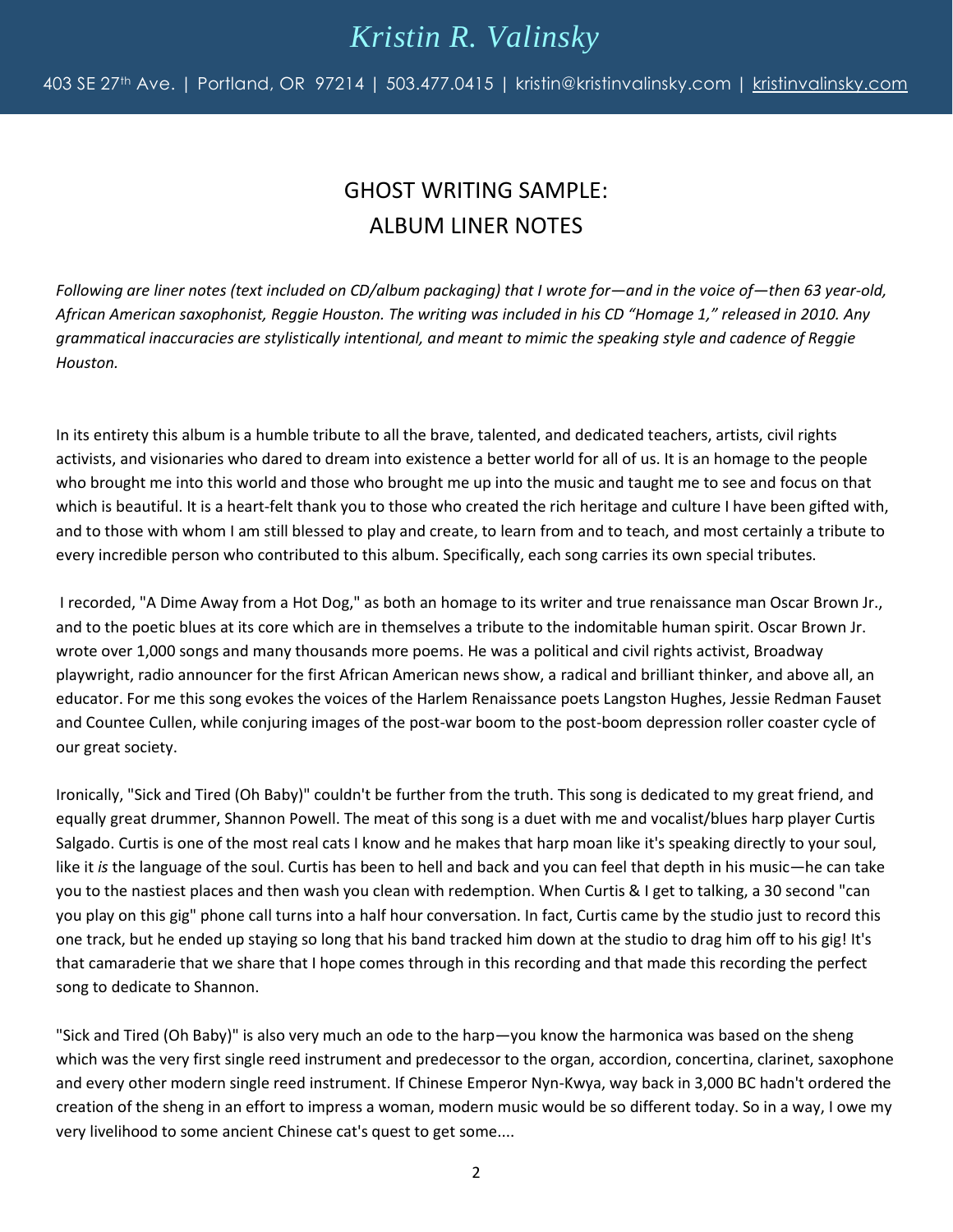# *Kristin R. Valinsky*

403 SE 27th Ave. | Portland, OR 97214 | 503.477.0415 | kristin@kristinvalinsky.com | kristinvalinsky.com

## GHOST WRITING SAMPLE: ALBUM LINER NOTES

*Following are liner notes (text included on CD/album packaging) that I wrote for—and in the voice of—then 63 year-old, African American saxophonist, Reggie Houston. The writing was included in his CD "Homage 1," released in 2010. Any grammatical inaccuracies are stylistically intentional, and meant to mimic the speaking style and cadence of Reggie Houston.*

In its entirety this album is a humble tribute to all the brave, talented, and dedicated teachers, artists, civil rights activists, and visionaries who dared to dream into existence a better world for all of us. It is an homage to the people who brought me into this world and those who brought me up into the music and taught me to see and focus on that which is beautiful. It is a heart-felt thank you to those who created the rich heritage and culture I have been gifted with, and to those with whom I am still blessed to play and create, to learn from and to teach, and most certainly a tribute to every incredible person who contributed to this album. Specifically, each song carries its own special tributes.

I recorded, "A Dime Away from a Hot Dog," as both an homage to its writer and true renaissance man Oscar Brown Jr., and to the poetic blues at its core which are in themselves a tribute to the indomitable human spirit. Oscar Brown Jr. wrote over 1,000 songs and many thousands more poems. He was a political and civil rights activist, Broadway playwright, radio announcer for the first African American news show, a radical and brilliant thinker, and above all, an educator. For me this song evokes the voices of the Harlem Renaissance poets Langston Hughes, Jessie Redman Fauset and Countee Cullen, while conjuring images of the post-war boom to the post-boom depression roller coaster cycle of our great society.

Ironically, "Sick and Tired (Oh Baby)" couldn't be further from the truth. This song is dedicated to my great friend, and equally great drummer, Shannon Powell. The meat of this song is a duet with me and vocalist/blues harp player Curtis Salgado. Curtis is one of the most real cats I know and he makes that harp moan like it's speaking directly to your soul, like it *is* the language of the soul. Curtis has been to hell and back and you can feel that depth in his music—he can take you to the nastiest places and then wash you clean with redemption. When Curtis & I get to talking, a 30 second "can you play on this gig" phone call turns into a half hour conversation. In fact, Curtis came by the studio just to record this one track, but he ended up staying so long that his band tracked him down at the studio to drag him off to his gig! It's that camaraderie that we share that I hope comes through in this recording and that made this recording the perfect song to dedicate to Shannon.

"Sick and Tired (Oh Baby)" is also very much an ode to the harp—you know the harmonica was based on the sheng which was the very first single reed instrument and predecessor to the organ, accordion, concertina, clarinet, saxophone and every other modern single reed instrument. If Chinese Emperor Nyn-Kwya, way back in 3,000 BC hadn't ordered the creation of the sheng in an effort to impress a woman, modern music would be so different today. So in a way, I owe my very livelihood to some ancient Chinese cat's quest to get some....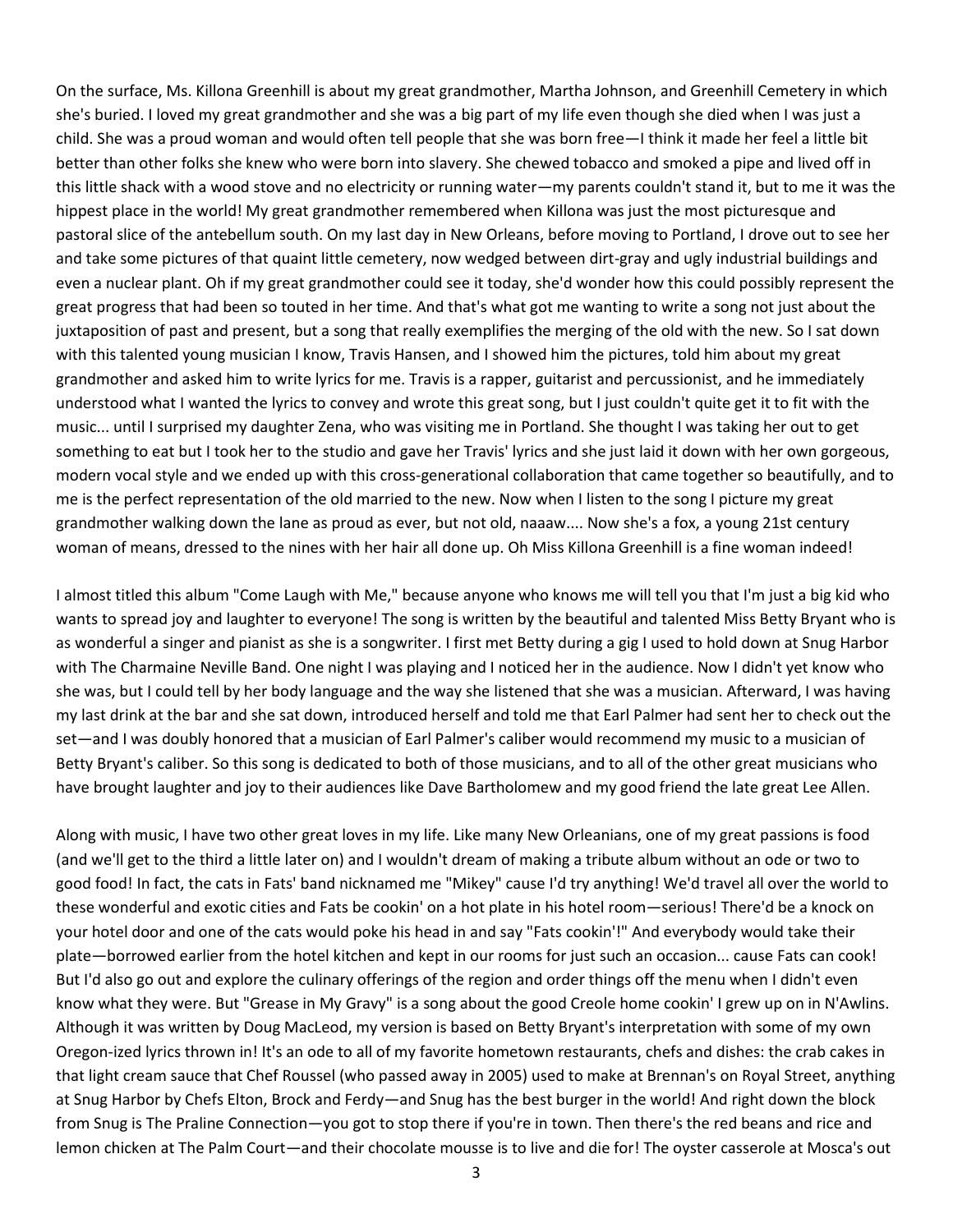On the surface, Ms. Killona Greenhill is about my great grandmother, Martha Johnson, and Greenhill Cemetery in which she's buried. I loved my great grandmother and she was a big part of my life even though she died when I was just a child. She was a proud woman and would often tell people that she was born free—I think it made her feel a little bit better than other folks she knew who were born into slavery. She chewed tobacco and smoked a pipe and lived off in this little shack with a wood stove and no electricity or running water—my parents couldn't stand it, but to me it was the hippest place in the world! My great grandmother remembered when Killona was just the most picturesque and pastoral slice of the antebellum south. On my last day in New Orleans, before moving to Portland, I drove out to see her and take some pictures of that quaint little cemetery, now wedged between dirt-gray and ugly industrial buildings and even a nuclear plant. Oh if my great grandmother could see it today, she'd wonder how this could possibly represent the great progress that had been so touted in her time. And that's what got me wanting to write a song not just about the juxtaposition of past and present, but a song that really exemplifies the merging of the old with the new. So I sat down with this talented young musician I know, Travis Hansen, and I showed him the pictures, told him about my great grandmother and asked him to write lyrics for me. Travis is a rapper, guitarist and percussionist, and he immediately understood what I wanted the lyrics to convey and wrote this great song, but I just couldn't quite get it to fit with the music... until I surprised my daughter Zena, who was visiting me in Portland. She thought I was taking her out to get something to eat but I took her to the studio and gave her Travis' lyrics and she just laid it down with her own gorgeous, modern vocal style and we ended up with this cross-generational collaboration that came together so beautifully, and to me is the perfect representation of the old married to the new. Now when I listen to the song I picture my great grandmother walking down the lane as proud as ever, but not old, naaaw.... Now she's a fox, a young 21st century woman of means, dressed to the nines with her hair all done up. Oh Miss Killona Greenhill is a fine woman indeed!

I almost titled this album "Come Laugh with Me," because anyone who knows me will tell you that I'm just a big kid who wants to spread joy and laughter to everyone! The song is written by the beautiful and talented Miss Betty Bryant who is as wonderful a singer and pianist as she is a songwriter. I first met Betty during a gig I used to hold down at Snug Harbor with The Charmaine Neville Band. One night I was playing and I noticed her in the audience. Now I didn't yet know who she was, but I could tell by her body language and the way she listened that she was a musician. Afterward, I was having my last drink at the bar and she sat down, introduced herself and told me that Earl Palmer had sent her to check out the set—and I was doubly honored that a musician of Earl Palmer's caliber would recommend my music to a musician of Betty Bryant's caliber. So this song is dedicated to both of those musicians, and to all of the other great musicians who have brought laughter and joy to their audiences like Dave Bartholomew and my good friend the late great Lee Allen.

Along with music, I have two other great loves in my life. Like many New Orleanians, one of my great passions is food (and we'll get to the third a little later on) and I wouldn't dream of making a tribute album without an ode or two to good food! In fact, the cats in Fats' band nicknamed me "Mikey" cause I'd try anything! We'd travel all over the world to these wonderful and exotic cities and Fats be cookin' on a hot plate in his hotel room—serious! There'd be a knock on your hotel door and one of the cats would poke his head in and say "Fats cookin'!" And everybody would take their plate—borrowed earlier from the hotel kitchen and kept in our rooms for just such an occasion... cause Fats can cook! But I'd also go out and explore the culinary offerings of the region and order things off the menu when I didn't even know what they were. But "Grease in My Gravy" is a song about the good Creole home cookin' I grew up on in N'Awlins. Although it was written by Doug MacLeod, my version is based on Betty Bryant's interpretation with some of my own Oregon-ized lyrics thrown in! It's an ode to all of my favorite hometown restaurants, chefs and dishes: the crab cakes in that light cream sauce that Chef Roussel (who passed away in 2005) used to make at Brennan's on Royal Street, anything at Snug Harbor by Chefs Elton, Brock and Ferdy—and Snug has the best burger in the world! And right down the block from Snug is The Praline Connection—you got to stop there if you're in town. Then there's the red beans and rice and lemon chicken at The Palm Court—and their chocolate mousse is to live and die for! The oyster casserole at Mosca's out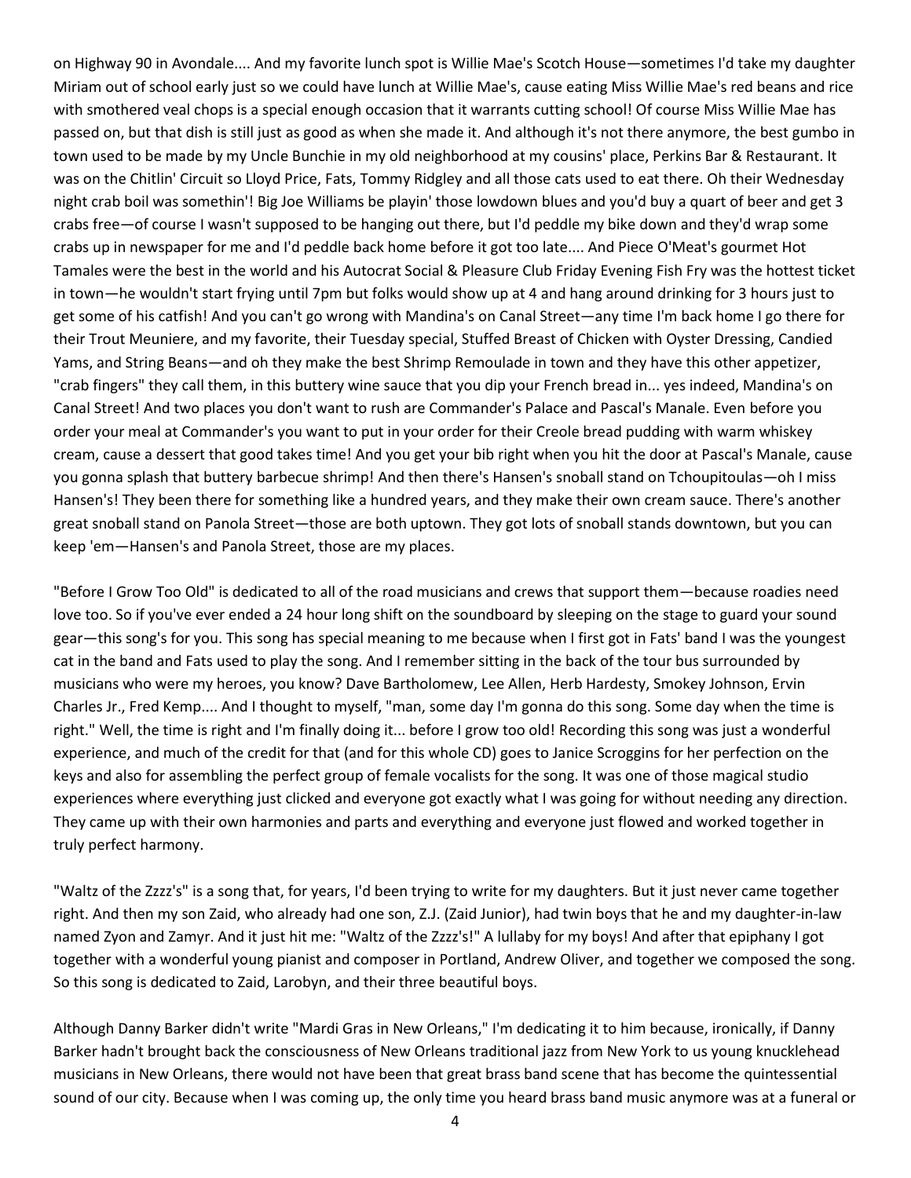on Highway 90 in Avondale.... And my favorite lunch spot is Willie Mae's Scotch House—sometimes I'd take my daughter Miriam out of school early just so we could have lunch at Willie Mae's, cause eating Miss Willie Mae's red beans and rice with smothered veal chops is a special enough occasion that it warrants cutting school! Of course Miss Willie Mae has passed on, but that dish is still just as good as when she made it. And although it's not there anymore, the best gumbo in town used to be made by my Uncle Bunchie in my old neighborhood at my cousins' place, Perkins Bar & Restaurant. It was on the Chitlin' Circuit so Lloyd Price, Fats, Tommy Ridgley and all those cats used to eat there. Oh their Wednesday night crab boil was somethin'! Big Joe Williams be playin' those lowdown blues and you'd buy a quart of beer and get 3 crabs free—of course I wasn't supposed to be hanging out there, but I'd peddle my bike down and they'd wrap some crabs up in newspaper for me and I'd peddle back home before it got too late.... And Piece O'Meat's gourmet Hot Tamales were the best in the world and his Autocrat Social & Pleasure Club Friday Evening Fish Fry was the hottest ticket in town—he wouldn't start frying until 7pm but folks would show up at 4 and hang around drinking for 3 hours just to get some of his catfish! And you can't go wrong with Mandina's on Canal Street—any time I'm back home I go there for their Trout Meuniere, and my favorite, their Tuesday special, Stuffed Breast of Chicken with Oyster Dressing, Candied Yams, and String Beans—and oh they make the best Shrimp Remoulade in town and they have this other appetizer, "crab fingers" they call them, in this buttery wine sauce that you dip your French bread in... yes indeed, Mandina's on Canal Street! And two places you don't want to rush are Commander's Palace and Pascal's Manale. Even before you order your meal at Commander's you want to put in your order for their Creole bread pudding with warm whiskey cream, cause a dessert that good takes time! And you get your bib right when you hit the door at Pascal's Manale, cause you gonna splash that buttery barbecue shrimp! And then there's Hansen's snoball stand on Tchoupitoulas—oh I miss Hansen's! They been there for something like a hundred years, and they make their own cream sauce. There's another great snoball stand on Panola Street—those are both uptown. They got lots of snoball stands downtown, but you can keep 'em—Hansen's and Panola Street, those are my places.

"Before I Grow Too Old" is dedicated to all of the road musicians and crews that support them—because roadies need love too. So if you've ever ended a 24 hour long shift on the soundboard by sleeping on the stage to guard your sound gear—this song's for you. This song has special meaning to me because when I first got in Fats' band I was the youngest cat in the band and Fats used to play the song. And I remember sitting in the back of the tour bus surrounded by musicians who were my heroes, you know? Dave Bartholomew, Lee Allen, Herb Hardesty, Smokey Johnson, Ervin Charles Jr., Fred Kemp.... And I thought to myself, "man, some day I'm gonna do this song. Some day when the time is right." Well, the time is right and I'm finally doing it... before I grow too old! Recording this song was just a wonderful experience, and much of the credit for that (and for this whole CD) goes to Janice Scroggins for her perfection on the keys and also for assembling the perfect group of female vocalists for the song. It was one of those magical studio experiences where everything just clicked and everyone got exactly what I was going for without needing any direction. They came up with their own harmonies and parts and everything and everyone just flowed and worked together in truly perfect harmony.

"Waltz of the Zzzz's" is a song that, for years, I'd been trying to write for my daughters. But it just never came together right. And then my son Zaid, who already had one son, Z.J. (Zaid Junior), had twin boys that he and my daughter-in-law named Zyon and Zamyr. And it just hit me: "Waltz of the Zzzz's!" A lullaby for my boys! And after that epiphany I got together with a wonderful young pianist and composer in Portland, Andrew Oliver, and together we composed the song. So this song is dedicated to Zaid, Larobyn, and their three beautiful boys.

Although Danny Barker didn't write "Mardi Gras in New Orleans," I'm dedicating it to him because, ironically, if Danny Barker hadn't brought back the consciousness of New Orleans traditional jazz from New York to us young knucklehead musicians in New Orleans, there would not have been that great brass band scene that has become the quintessential sound of our city. Because when I was coming up, the only time you heard brass band music anymore was at a funeral or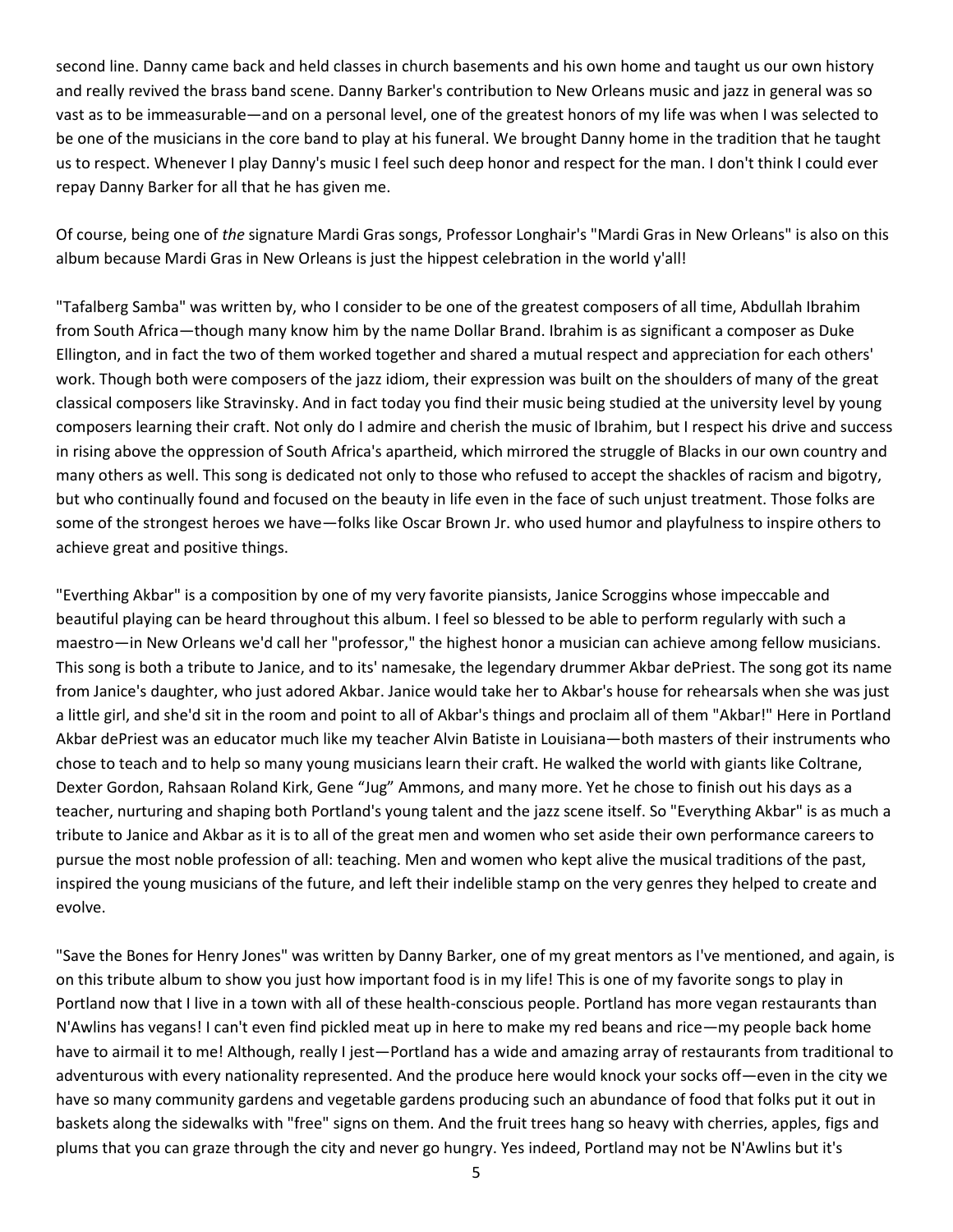second line. Danny came back and held classes in church basements and his own home and taught us our own history and really revived the brass band scene. Danny Barker's contribution to New Orleans music and jazz in general was so vast as to be immeasurable—and on a personal level, one of the greatest honors of my life was when I was selected to be one of the musicians in the core band to play at his funeral. We brought Danny home in the tradition that he taught us to respect. Whenever I play Danny's music I feel such deep honor and respect for the man. I don't think I could ever repay Danny Barker for all that he has given me.

Of course, being one of *the* signature Mardi Gras songs, Professor Longhair's "Mardi Gras in New Orleans" is also on this album because Mardi Gras in New Orleans is just the hippest celebration in the world y'all!

"Tafalberg Samba" was written by, who I consider to be one of the greatest composers of all time, Abdullah Ibrahim from South Africa—though many know him by the name Dollar Brand. Ibrahim is as significant a composer as Duke Ellington, and in fact the two of them worked together and shared a mutual respect and appreciation for each others' work. Though both were composers of the jazz idiom, their expression was built on the shoulders of many of the great classical composers like Stravinsky. And in fact today you find their music being studied at the university level by young composers learning their craft. Not only do I admire and cherish the music of Ibrahim, but I respect his drive and success in rising above the oppression of South Africa's apartheid, which mirrored the struggle of Blacks in our own country and many others as well. This song is dedicated not only to those who refused to accept the shackles of racism and bigotry, but who continually found and focused on the beauty in life even in the face of such unjust treatment. Those folks are some of the strongest heroes we have—folks like Oscar Brown Jr. who used humor and playfulness to inspire others to achieve great and positive things.

"Everthing Akbar" is a composition by one of my very favorite piansists, Janice Scroggins whose impeccable and beautiful playing can be heard throughout this album. I feel so blessed to be able to perform regularly with such a maestro—in New Orleans we'd call her "professor," the highest honor a musician can achieve among fellow musicians. This song is both a tribute to Janice, and to its' namesake, the legendary drummer Akbar dePriest. The song got its name from Janice's daughter, who just adored Akbar. Janice would take her to Akbar's house for rehearsals when she was just a little girl, and she'd sit in the room and point to all of Akbar's things and proclaim all of them "Akbar!" Here in Portland Akbar dePriest was an educator much like my teacher Alvin Batiste in Louisiana—both masters of their instruments who chose to teach and to help so many young musicians learn their craft. He walked the world with giants like Coltrane, Dexter Gordon, Rahsaan Roland Kirk, Gene "Jug" Ammons, and many more. Yet he chose to finish out his days as a teacher, nurturing and shaping both Portland's young talent and the jazz scene itself. So "Everything Akbar" is as much a tribute to Janice and Akbar as it is to all of the great men and women who set aside their own performance careers to pursue the most noble profession of all: teaching. Men and women who kept alive the musical traditions of the past, inspired the young musicians of the future, and left their indelible stamp on the very genres they helped to create and evolve.

"Save the Bones for Henry Jones" was written by Danny Barker, one of my great mentors as I've mentioned, and again, is on this tribute album to show you just how important food is in my life! This is one of my favorite songs to play in Portland now that I live in a town with all of these health-conscious people. Portland has more vegan restaurants than N'Awlins has vegans! I can't even find pickled meat up in here to make my red beans and rice—my people back home have to airmail it to me! Although, really I jest—Portland has a wide and amazing array of restaurants from traditional to adventurous with every nationality represented. And the produce here would knock your socks off—even in the city we have so many community gardens and vegetable gardens producing such an abundance of food that folks put it out in baskets along the sidewalks with "free" signs on them. And the fruit trees hang so heavy with cherries, apples, figs and plums that you can graze through the city and never go hungry. Yes indeed, Portland may not be N'Awlins but it's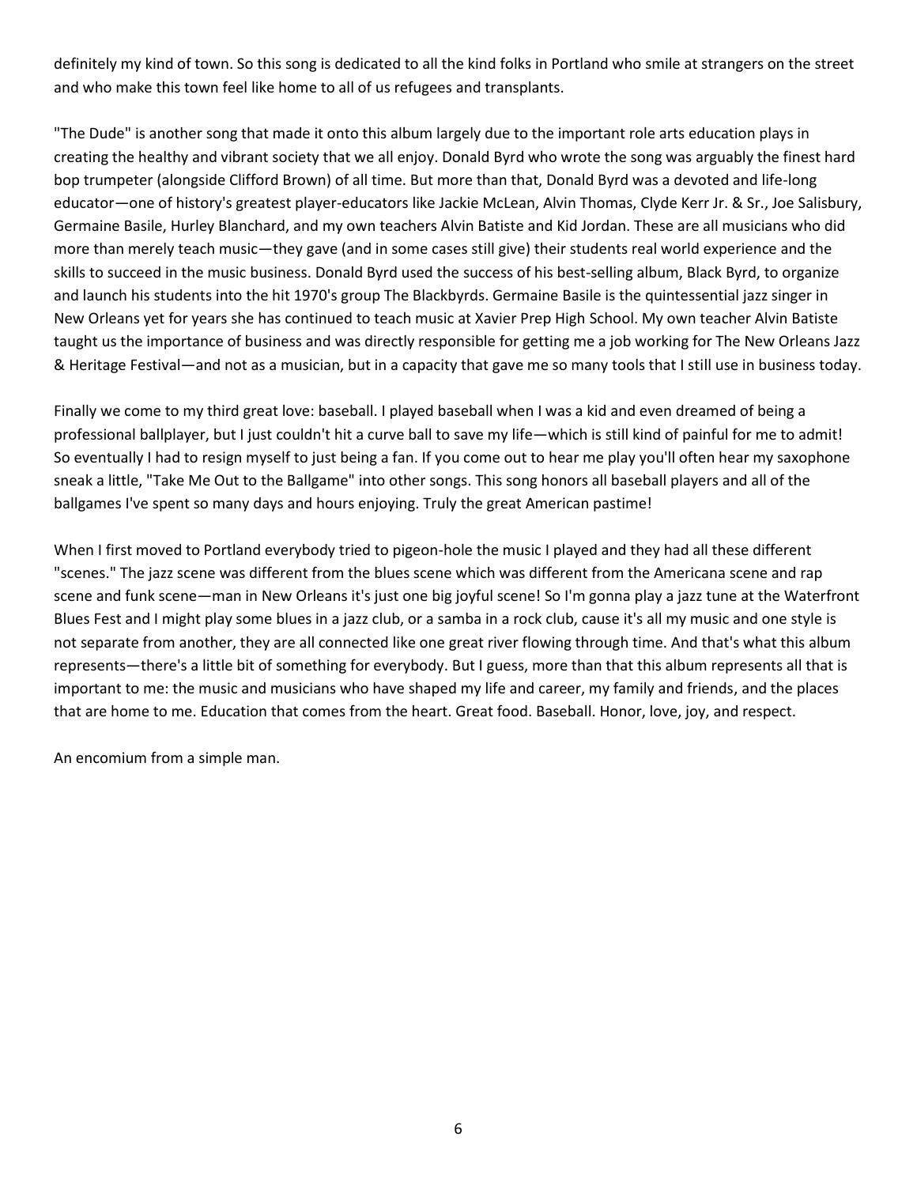definitely my kind of town. So this song is dedicated to all the kind folks in Portland who smile at strangers on the street and who make this town feel like home to all of us refugees and transplants.

"The Dude" is another song that made it onto this album largely due to the important role arts education plays in creating the healthy and vibrant society that we all enjoy. Donald Byrd who wrote the song was arguably the finest hard bop trumpeter (alongside Clifford Brown) of all time. But more than that, Donald Byrd was a devoted and life-long educator—one of history's greatest player-educators like Jackie McLean, Alvin Thomas, Clyde Kerr Jr. & Sr., Joe Salisbury, Germaine Basile, Hurley Blanchard, and my own teachers Alvin Batiste and Kid Jordan. These are all musicians who did more than merely teach music—they gave (and in some cases still give) their students real world experience and the skills to succeed in the music business. Donald Byrd used the success of his best-selling album, Black Byrd, to organize and launch his students into the hit 1970's group The Blackbyrds. Germaine Basile is the quintessential jazz singer in New Orleans yet for years she has continued to teach music at Xavier Prep High School. My own teacher Alvin Batiste taught us the importance of business and was directly responsible for getting me a job working for The New Orleans Jazz & Heritage Festival—and not as a musician, but in a capacity that gave me so many tools that I still use in business today.

Finally we come to my third great love: baseball. I played baseball when I was a kid and even dreamed of being a professional ballplayer, but I just couldn't hit a curve ball to save my life—which is still kind of painful for me to admit! So eventually I had to resign myself to just being a fan. If you come out to hear me play you'll often hear my saxophone sneak a little, "Take Me Out to the Ballgame" into other songs. This song honors all baseball players and all of the ballgames I've spent so many days and hours enjoying. Truly the great American pastime!

When I first moved to Portland everybody tried to pigeon-hole the music I played and they had all these different "scenes." The jazz scene was different from the blues scene which was different from the Americana scene and rap scene and funk scene—man in New Orleans it's just one big joyful scene! So I'm gonna play a jazz tune at the Waterfront Blues Fest and I might play some blues in a jazz club, or a samba in a rock club, cause it's all my music and one style is not separate from another, they are all connected like one great river flowing through time. And that's what this album represents—there's a little bit of something for everybody. But I guess, more than that this album represents all that is important to me: the music and musicians who have shaped my life and career, my family and friends, and the places that are home to me. Education that comes from the heart. Great food. Baseball. Honor, love, joy, and respect.

An encomium from a simple man.